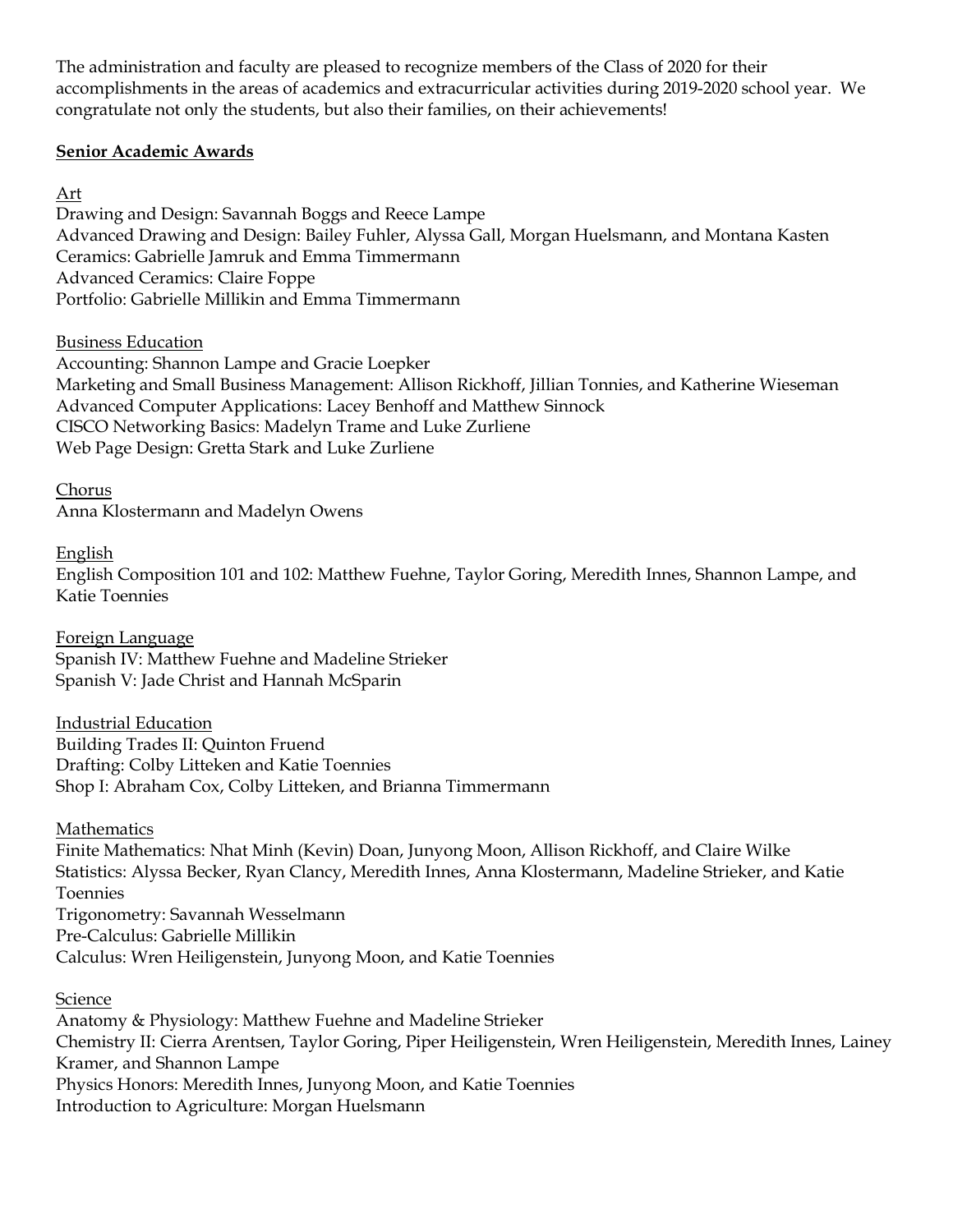The administration and faculty are pleased to recognize members of the Class of 2020 for their accomplishments in the areas of academics and extracurricular activities during 2019-2020 school year. We congratulate not only the students, but also their families, on their achievements!

## Senior Academic Awards

### Art

Drawing and Design: Savannah Boggs and Reece Lampe
Advanced Drawing and Design: Bailey Fuhler, Alyssa Gall, Morgan Huelsmann, and Montana Kasten
Ceramics: Gabrielle Jamruk and Emma Timmermann
Advanced Ceramics: Claire Foppe
Portfolio: Gabrielle Millikin and Emma Timmermann

### Business Education

Accounting: Shannon Lampe and Gracie Loepker
Marketing and Small Business Management: Allison Rickhoff, Jillian Tonnies, and Katherine Wieseman
Advanced Computer Applications: Lacey Benhoff and Matthew Sinnock
CISCO Networking Basics: Madelyn Trame and Luke Zurliene
Web Page Design: Gretta Stark and Luke Zurliene

### Chorus

Anna Klostermann and Madelyn Owens

### English

English Composition 101 and 102: Matthew Fuehne, Taylor Goring, Meredith Innes, Shannon Lampe, and Katie Toennies

### Foreign Language

Spanish IV: Matthew Fuehne and Madeline Strieker
Spanish V: Jade Christ and Hannah McSparin

### Industrial Education

Building Trades II: Quinton Fruend
Drafting: Colby Litteken and Katie Toennies
Shop I: Abraham Cox, Colby Litteken, and Brianna Timmermann

### Mathematics

Finite Mathematics: Nhat Minh (Kevin) Doan, Junyong Moon, Allison Rickhoff, and Claire Wilke
Statistics: Alyssa Becker, Ryan Clancy, Meredith Innes, Anna Klostermann, Madeline Strieker, and Katie Toennies
Trigonometry: Savannah Wesselmann
Pre-Calculus: Gabrielle Millikin
Calculus: Wren Heiligenstein, Junyong Moon, and Katie Toennies

### Science

Anatomy & Physiology: Matthew Fuehne and Madeline Strieker
Chemistry II: Cierra Arentsen, Taylor Goring, Piper Heiligenstein, Wren Heiligenstein, Meredith Innes, Lainey Kramer, and Shannon Lampe
Physics Honors: Meredith Innes, Junyong Moon, and Katie Toennies
Introduction to Agriculture: Morgan Huelsmann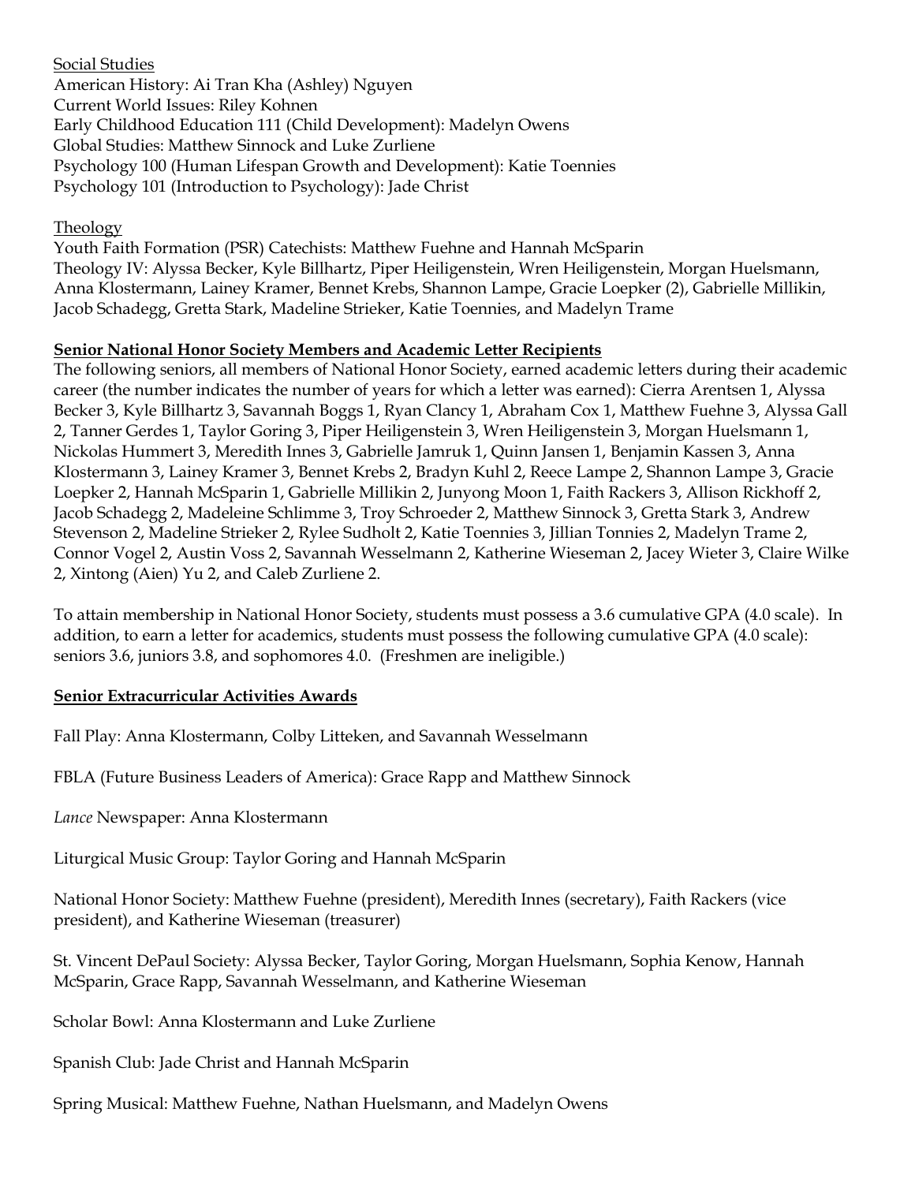Social Studies

American History: Ai Tran Kha (Ashley) Nguyen
Current World Issues: Riley Kohnen
Early Childhood Education 111 (Child Development): Madelyn Owens
Global Studies: Matthew Sinnock and Luke Zurliene
Psychology 100 (Human Lifespan Growth and Development): Katie Toennies
Psychology 101 (Introduction to Psychology): Jade Christ

Theology

Youth Faith Formation (PSR) Catechists: Matthew Fuehne and Hannah McSparin
Theology IV: Alyssa Becker, Kyle Billhartz, Piper Heiligenstein, Wren Heiligenstein, Morgan Huelsmann, Anna Klostermann, Lainey Kramer, Bennet Krebs, Shannon Lampe, Gracie Loepker (2), Gabrielle Millikin, Jacob Schadegg, Gretta Stark, Madeline Strieker, Katie Toennies, and Madelyn Trame

## Senior National Honor Society Members and Academic Letter Recipients

The following seniors, all members of National Honor Society, earned academic letters during their academic career (the number indicates the number of years for which a letter was earned): Cierra Arentsen 1, Alyssa Becker 3, Kyle Billhartz 3, Savannah Boggs 1, Ryan Clancy 1, Abraham Cox 1, Matthew Fuehne 3, Alyssa Gall 2, Tanner Gerdes 1, Taylor Goring 3, Piper Heiligenstein 3, Wren Heiligenstein 3, Morgan Huelsmann 1, Nickolas Hummert 3, Meredith Innes 3, Gabrielle Jamruk 1, Quinn Jansen 1, Benjamin Kassen 3, Anna Klostermann 3, Lainey Kramer 3, Bennet Krebs 2, Bradyn Kuhl 2, Reece Lampe 2, Shannon Lampe 3, Gracie Loepker 2, Hannah McSparin 1, Gabrielle Millikin 2, Junyong Moon 1, Faith Rackers 3, Allison Rickhoff 2, Jacob Schadegg 2, Madeleine Schlimme 3, Troy Schroeder 2, Matthew Sinnock 3, Gretta Stark 3, Andrew Stevenson 2, Madeline Strieker 2, Rylee Sudholt 2, Katie Toennies 3, Jillian Tonnies 2, Madelyn Trame 2, Connor Vogel 2, Austin Voss 2, Savannah Wesselmann 2, Katherine Wieseman 2, Jacey Wieter 3, Claire Wilke 2, Xintong (Aien) Yu 2, and Caleb Zurliene 2.

To attain membership in National Honor Society, students must possess a 3.6 cumulative GPA (4.0 scale). In addition, to earn a letter for academics, students must possess the following cumulative GPA (4.0 scale): seniors 3.6, juniors 3.8, and sophomores 4.0. (Freshmen are ineligible.)

## Senior Extracurricular Activities Awards

Fall Play: Anna Klostermann, Colby Litteken, and Savannah Wesselmann

FBLA (Future Business Leaders of America): Grace Rapp and Matthew Sinnock

*Lance* Newspaper: Anna Klostermann

Liturgical Music Group: Taylor Goring and Hannah McSparin

National Honor Society: Matthew Fuehne (president), Meredith Innes (secretary), Faith Rackers (vice president), and Katherine Wieseman (treasurer)

St. Vincent DePaul Society: Alyssa Becker, Taylor Goring, Morgan Huelsmann, Sophia Kenow, Hannah McSparin, Grace Rapp, Savannah Wesselmann, and Katherine Wieseman

Scholar Bowl: Anna Klostermann and Luke Zurliene

Spanish Club: Jade Christ and Hannah McSparin

Spring Musical: Matthew Fuehne, Nathan Huelsmann, and Madelyn Owens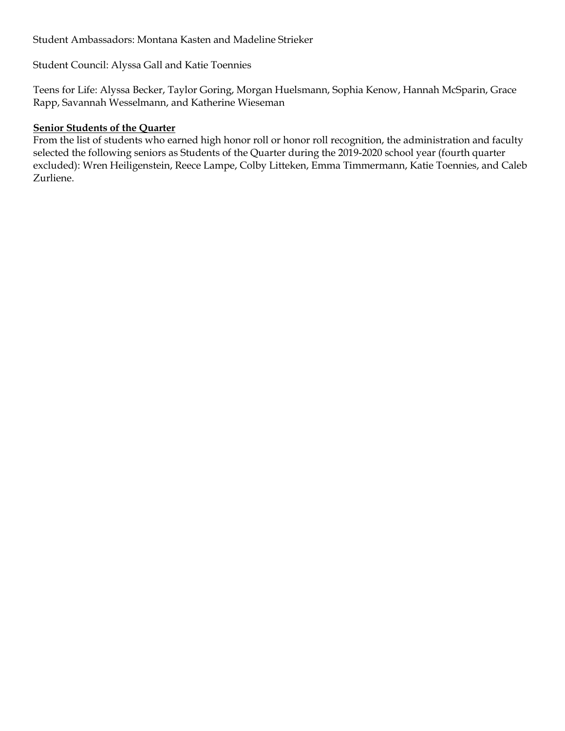Student Ambassadors: Montana Kasten and Madeline Strieker

Student Council: Alyssa Gall and Katie Toennies

Teens for Life: Alyssa Becker, Taylor Goring, Morgan Huelsmann, Sophia Kenow, Hannah McSparin, Grace Rapp, Savannah Wesselmann, and Katherine Wieseman

**Senior Students of the Quarter**

From the list of students who earned high honor roll or honor roll recognition, the administration and faculty selected the following seniors as Students of the Quarter during the 2019-2020 school year (fourth quarter excluded): Wren Heiligenstein, Reece Lampe, Colby Litteken, Emma Timmermann, Katie Toennies, and Caleb Zurliene.